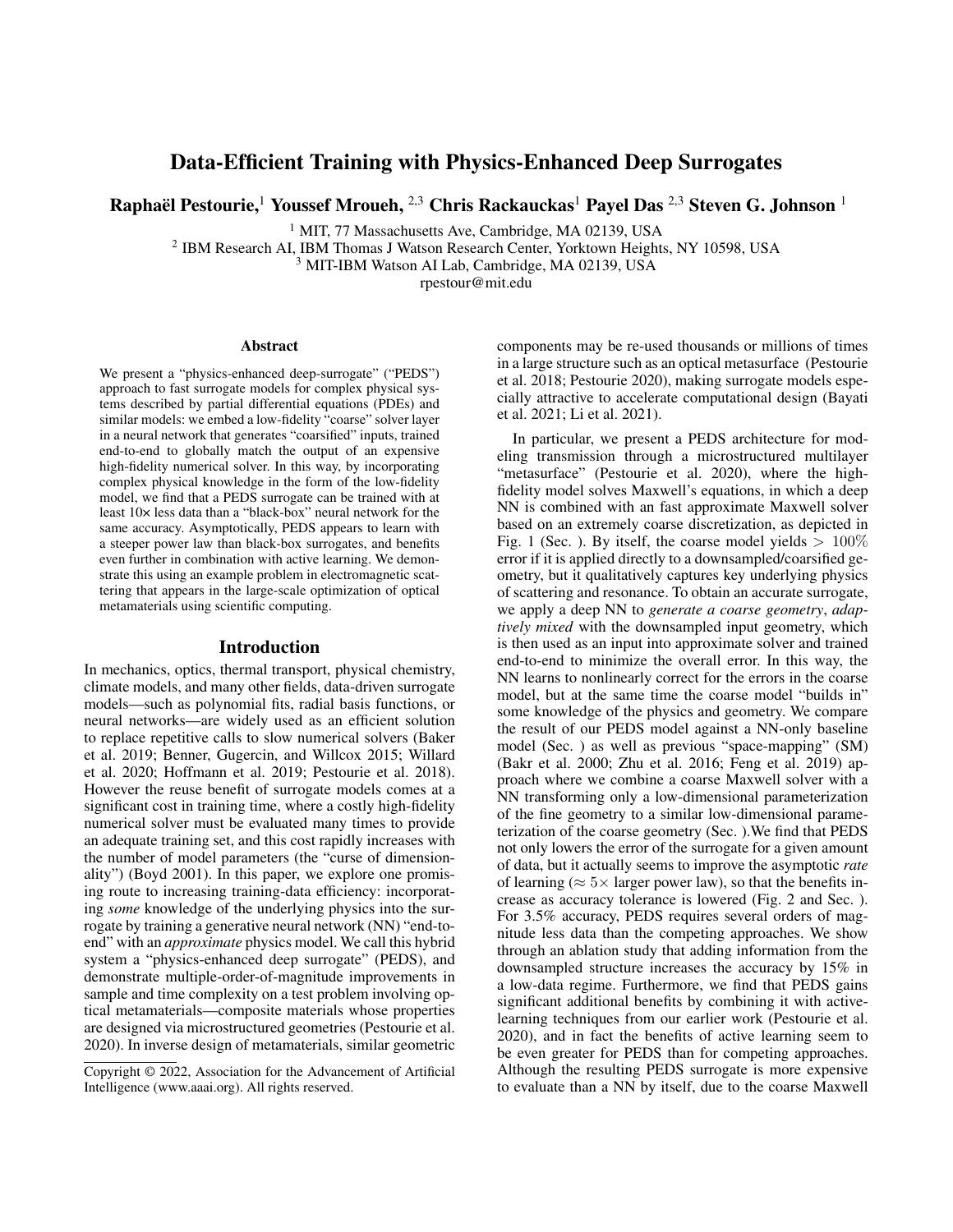# Data-Efficient Training with Physics-Enhanced Deep Surrogates

**Raphaël Pestourie,**[1] **Youssef Mroueh,** [2,3] **Chris Rackauckas**[1] **Payel Das** [2,3] **Steven G. Johnson** [1]

[1] MIT, 77 Massachusetts Ave, Cambridge, MA 02139, USA
[2] IBM Research AI, IBM Thomas J Watson Research Center, Yorktown Heights, NY 10598, USA
[3] MIT-IBM Watson AI Lab, Cambridge, MA 02139, USA
rpestour@mit.edu

## Abstract

We present a "physics-enhanced deep-surrogate" ("PEDS") approach to fast surrogate models for complex physical systems described by partial differential equations (PDEs) and similar models: we embed a low-fidelity "coarse" solver layer in a neural network that generates "coarsified" inputs, trained end-to-end to globally match the output of an expensive high-fidelity numerical solver. In this way, by incorporating complex physical knowledge in the form of the low-fidelity model, we find that a PEDS surrogate can be trained with at least 10× less data than a "black-box" neural network for the same accuracy. Asymptotically, PEDS appears to learn with a steeper power law than black-box surrogates, and benefits even further in combination with active learning. We demonstrate this using an example problem in electromagnetic scattering that appears in the large-scale optimization of optical metamaterials using scientific computing.

## Introduction

In mechanics, optics, thermal transport, physical chemistry, climate models, and many other fields, data-driven surrogate models—such as polynomial fits, radial basis functions, or neural networks—are widely used as an efficient solution to replace repetitive calls to slow numerical solvers (Baker et al. 2019; Benner, Gugercin, and Willcox 2015; Willard et al. 2020; Hoffmann et al. 2019; Pestourie et al. 2018). However the reuse benefit of surrogate models comes at a significant cost in training time, where a costly high-fidelity numerical solver must be evaluated many times to provide an adequate training set, and this cost rapidly increases with the number of model parameters (the "curse of dimensionality") (Boyd 2001). In this paper, we explore one promising route to increasing training-data efficiency: incorporating *some* knowledge of the underlying physics into the surrogate by training a generative neural network (NN) "end-to-end" with an *approximate* physics model. We call this hybrid system a "physics-enhanced deep surrogate" (PEDS), and demonstrate multiple-order-of-magnitude improvements in sample and time complexity on a test problem involving optical metamaterials—composite materials whose properties are designed via microstructured geometries (Pestourie et al. 2020). In inverse design of metamaterials, similar geometric components may be re-used thousands or millions of times in a large structure such as an optical metasurface (Pestourie et al. 2018; Pestourie 2020), making surrogate models especially attractive to accelerate computational design (Bayati et al. 2021; Li et al. 2021).

In particular, we present a PEDS architecture for modeling transmission through a microstructured multilayer "metasurface" (Pestourie et al. 2020), where the high-fidelity model solves Maxwell's equations, in which a deep NN is combined with an fast approximate Maxwell solver based on an extremely coarse discretization, as depicted in Fig. 1 (Sec. ). By itself, the coarse model yields $> 100\%$ error if it is applied directly to a downsampled/coarsified geometry, but it qualitatively captures key underlying physics of scattering and resonance. To obtain an accurate surrogate, we apply a deep NN to *generate a coarse geometry*, *adaptively mixed* with the downsampled input geometry, which is then used as an input into approximate solver and trained end-to-end to minimize the overall error. In this way, the NN learns to nonlinearly correct for the errors in the coarse model, but at the same time the coarse model "builds in" some knowledge of the physics and geometry. We compare the result of our PEDS model against a NN-only baseline model (Sec. ) as well as previous "space-mapping" (SM) (Bakr et al. 2000; Zhu et al. 2016; Feng et al. 2019) approach where we combine a coarse Maxwell solver with a NN transforming only a low-dimensional parameterization of the fine geometry to a similar low-dimensional parameterization of the coarse geometry (Sec. ).We find that PEDS not only lowers the error of the surrogate for a given amount of data, but it actually seems to improve the asymptotic *rate* of learning ($\approx 5\times$ larger power law), so that the benefits increase as accuracy tolerance is lowered (Fig. 2 and Sec. ). For 3.5% accuracy, PEDS requires several orders of magnitude less data than the competing approaches. We show through an ablation study that adding information from the downsampled structure increases the accuracy by 15% in a low-data regime. Furthermore, we find that PEDS gains significant additional benefits by combining it with active-learning techniques from our earlier work (Pestourie et al. 2020), and in fact the benefits of active learning seem to be even greater for PEDS than for competing approaches. Although the resulting PEDS surrogate is more expensive to evaluate than a NN by itself, due to the coarse Maxwell

Copyright © 2022, Association for the Advancement of Artificial Intelligence (www.aaai.org). All rights reserved.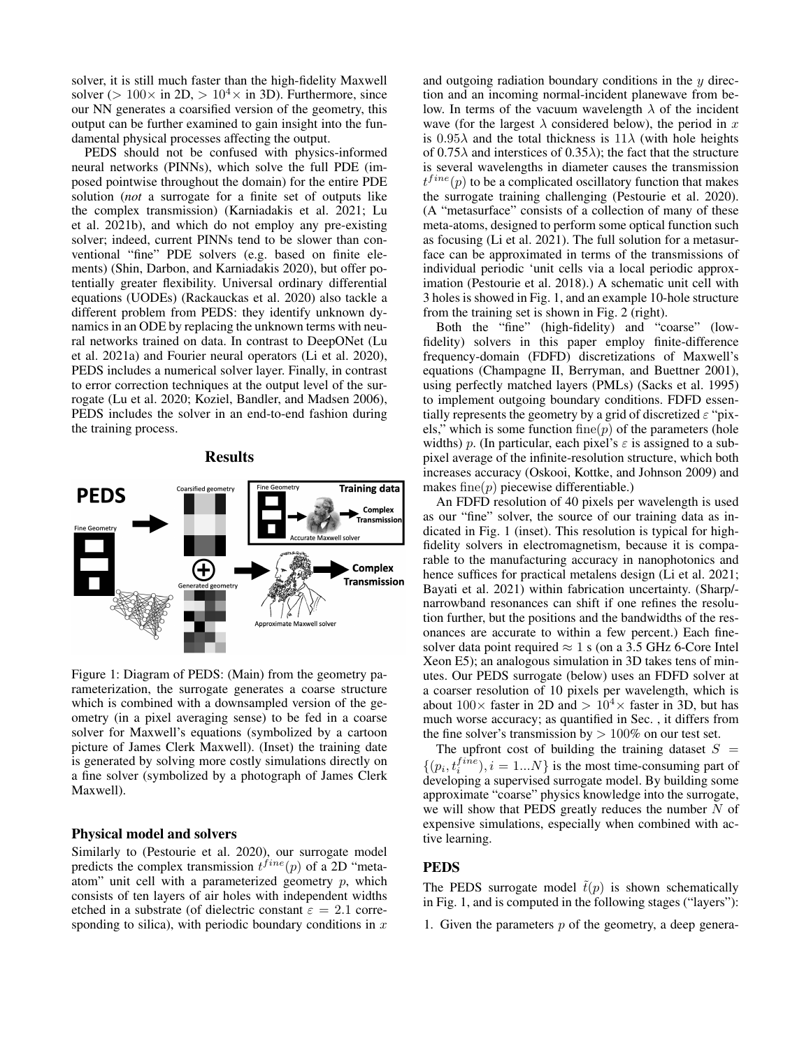solver, it is still much faster than the high-fidelity Maxwell solver ($> 100\times$ in 2D, $> 10^4\times$ in 3D). Furthermore, since our NN generates a coarsified version of the geometry, this output can be further examined to gain insight into the fundamental physical processes affecting the output.

PEDS should not be confused with physics-informed neural networks (PINNs), which solve the full PDE (imposed pointwise throughout the domain) for the entire PDE solution (*not* a surrogate for a finite set of outputs like the complex transmission) (Karniadakis et al. 2021; Lu et al. 2021b), and which do not employ any pre-existing solver; indeed, current PINNs tend to be slower than conventional "fine" PDE solvers (e.g. based on finite elements) (Shin, Darbon, and Karniadakis 2020), but offer potentially greater flexibility. Universal ordinary differential equations (UODEs) (Rackauckas et al. 2020) also tackle a different problem from PEDS: they identify unknown dynamics in an ODE by replacing the unknown terms with neural networks trained on data. In contrast to DeepONet (Lu et al. 2021a) and Fourier neural operators (Li et al. 2020), PEDS includes a numerical solver layer. Finally, in contrast to error correction techniques at the output level of the surrogate (Lu et al. 2020; Koziel, Bandler, and Madsen 2006), PEDS includes the solver in an end-to-end fashion during the training process.

## Results

Figure 1: Diagram of PEDS: (Main) from the geometry parameterization, the surrogate generates a coarse structure which is combined with a downsampled version of the geometry (in a pixel averaging sense) to be fed in a coarse solver for Maxwell's equations (symbolized by a cartoon picture of James Clerk Maxwell). (Inset) the training date is generated by solving more costly simulations directly on a fine solver (symbolized by a photograph of James Clerk Maxwell).

### Physical model and solvers

Similarly to (Pestourie et al. 2020), our surrogate model predicts the complex transmission $t^{fine}(p)$ of a 2D "meta-atom" unit cell with a parameterized geometry $p$, which consists of ten layers of air holes with independent widths etched in a substrate (of dielectric constant $\varepsilon = 2.1$ corresponding to silica), with periodic boundary conditions in $x$ and outgoing radiation boundary conditions in the $y$ direction and an incoming normal-incident planewave from below. In terms of the vacuum wavelength $\lambda$ of the incident wave (for the largest $\lambda$ considered below), the period in $x$ is $0.95\lambda$ and the total thickness is $11\lambda$ (with hole heights of $0.75\lambda$ and interstices of $0.35\lambda$); the fact that the structure is several wavelengths in diameter causes the transmission $t^{fine}(p)$ to be a complicated oscillatory function that makes the surrogate training challenging (Pestourie et al. 2020). (A "metasurface" consists of a collection of many of these meta-atoms, designed to perform some optical function such as focusing (Li et al. 2021). The full solution for a metasurface can be approximated in terms of the transmissions of individual periodic 'unit cells via a local periodic approximation (Pestourie et al. 2018).) A schematic unit cell with 3 holes is showed in Fig. 1, and an example 10-hole structure from the training set is shown in Fig. 2 (right).

Both the "fine" (high-fidelity) and "coarse" (low-fidelity) solvers in this paper employ finite-difference frequency-domain (FDFD) discretizations of Maxwell's equations (Champagne II, Berryman, and Buettner 2001), using perfectly matched layers (PMLs) (Sacks et al. 1995) to implement outgoing boundary conditions. FDFD essentially represents the geometry by a grid of discretized $\varepsilon$ "pixels," which is some function $\text{fine}(p)$ of the parameters (hole widths) $p$. (In particular, each pixel's $\varepsilon$ is assigned to a subpixel average of the infinite-resolution structure, which both increases accuracy (Oskooi, Kottke, and Johnson 2009) and makes $\text{fine}(p)$ piecewise differentiable.)

An FDFD resolution of 40 pixels per wavelength is used as our "fine" solver, the source of our training data as indicated in Fig. 1 (inset). This resolution is typical for high-fidelity solvers in electromagnetism, because it is comparable to the manufacturing accuracy in nanophotonics and hence suffices for practical metalens design (Li et al. 2021; Bayati et al. 2021) within fabrication uncertainty. (Sharp/narrowband resonances can shift if one refines the resolution further, but the positions and the bandwidths of the resonances are accurate to within a few percent.) Each fine-solver data point required $\approx 1$ s (on a 3.5 GHz 6-Core Intel Xeon E5); an analogous simulation in 3D takes tens of minutes. Our PEDS surrogate (below) uses an FDFD solver at a coarser resolution of 10 pixels per wavelength, which is about $100\times$ faster in 2D and $> 10^4\times$ faster in 3D, but has much worse accuracy; as quantified in Sec. , it differs from the fine solver's transmission by $> 100\%$ on our test set.

The upfront cost of building the training dataset $S = \{(p_i, t_i^{fine}), i = 1...N\}$ is the most time-consuming part of developing a supervised surrogate model. By building some approximate "coarse" physics knowledge into the surrogate, we will show that PEDS greatly reduces the number $N$ of expensive simulations, especially when combined with active learning.

### PEDS

The PEDS surrogate model $\tilde{t}(p)$ is shown schematically in Fig. 1, and is computed in the following stages ("layers"):

1. Given the parameters $p$ of the geometry, a deep genera-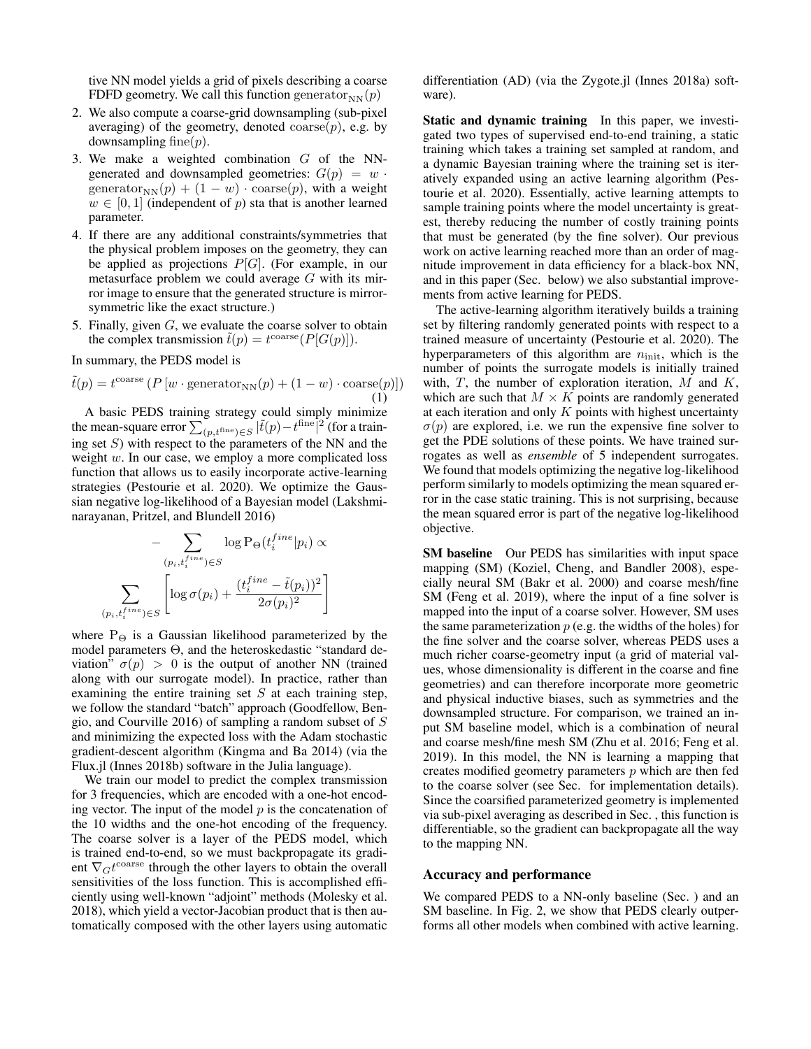tive NN model yields a grid of pixels describing a coarse FDFD geometry. We call this function $\text{generator}_{\text{NN}}(p)$

2. We also compute a coarse-grid downsampling (sub-pixel averaging) of the geometry, denoted $\text{coarse}(p)$, e.g. by downsampling $\text{fine}(p)$.
3. We make a weighted combination $G$ of the NN-generated and downsampled geometries: $G(p) = w \cdot \text{generator}_{\text{NN}}(p) + (1 - w) \cdot \text{coarse}(p)$, with a weight $w \in [0, 1]$ (independent of $p$) sta that is another learned parameter.
4. If there are any additional constraints/symmetries that the physical problem imposes on the geometry, they can be applied as projections $P[G]$. (For example, in our metasurface problem we could average $G$ with its mirror image to ensure that the generated structure is mirror-symmetric like the exact structure.)
5. Finally, given $G$, we evaluate the coarse solver to obtain the complex transmission $\tilde{t}(p) = t^{\text{coarse}}(P[G(p)])$.

In summary, the PEDS model is

$$\tilde{t}(p) = t^{\text{coarse}}\left(P\left[w \cdot \text{generator}_{\text{NN}}(p) + (1 - w) \cdot \text{coarse}(p)\right]\right) \tag{1}$$

A basic PEDS training strategy could simply minimize the mean-square error $\sum_{(p,t^{\text{fine}}) \in S} |\tilde{t}(p) - t^{\text{fine}}|^2$ (for a training set $S$) with respect to the parameters of the NN and the weight $w$. In our case, we employ a more complicated loss function that allows us to easily incorporate active-learning strategies (Pestourie et al. 2020). We optimize the Gaussian negative log-likelihood of a Bayesian model (Lakshminarayanan, Pritzel, and Blundell 2016)

$$-\sum_{(p_i, t_i^{fine}) \in S} \log \text{P}_\Theta(t_i^{fine}|p_i) \propto \sum_{(p_i, t_i^{fine}) \in S} \left[\log \sigma(p_i) + \frac{(t_i^{fine} - \tilde{t}(p_i))^2}{2\sigma(p_i)^2}\right]$$

where $\text{P}_\Theta$ is a Gaussian likelihood parameterized by the model parameters $\Theta$, and the heteroskedastic "standard deviation" $\sigma(p) > 0$ is the output of another NN (trained along with our surrogate model). In practice, rather than examining the entire training set $S$ at each training step, we follow the standard "batch" approach (Goodfellow, Bengio, and Courville 2016) of sampling a random subset of $S$ and minimizing the expected loss with the Adam stochastic gradient-descent algorithm (Kingma and Ba 2014) (via the Flux.jl (Innes 2018b) software in the Julia language).

We train our model to predict the complex transmission for 3 frequencies, which are encoded with a one-hot encoding vector. The input of the model $p$ is the concatenation of the 10 widths and the one-hot encoding of the frequency. The coarse solver is a layer of the PEDS model, which is trained end-to-end, so we must backpropagate its gradient $\nabla_G t^{\text{coarse}}$ through the other layers to obtain the overall sensitivities of the loss function. This is accomplished efficiently using well-known "adjoint" methods (Molesky et al. 2018), which yield a vector-Jacobian product that is then automatically composed with the other layers using automatic differentiation (AD) (via the Zygote.jl (Innes 2018a) software).

**Static and dynamic training** In this paper, we investigated two types of supervised end-to-end training, a static training which takes a training set sampled at random, and a dynamic Bayesian training where the training set is iteratively expanded using an active learning algorithm (Pestourie et al. 2020). Essentially, active learning attempts to sample training points where the model uncertainty is greatest, thereby reducing the number of costly training points that must be generated (by the fine solver). Our previous work on active learning reached more than an order of magnitude improvement in data efficiency for a black-box NN, and in this paper (Sec. below) we also show substantial improvements from active learning for PEDS.

The active-learning algorithm iteratively builds a training set by filtering randomly generated points with respect to a trained measure of uncertainty (Pestourie et al. 2020). The hyperparameters of this algorithm are $n_{\text{init}}$, which is the number of points the surrogate models is initially trained with, $T$, the number of exploration iteration, $M$ and $K$, which are such that $M \times K$ points are randomly generated at each iteration and only $K$ points with highest uncertainty $\sigma(p)$ are explored, i.e. we run the expensive fine solver to get the PDE solutions of these points. We have trained surrogates as well as *ensemble* of 5 independent surrogates. We found that models optimizing the negative log-likelihood perform similarly to models optimizing the mean squared error in the case static training. This is not surprising, because the mean squared error is part of the negative log-likelihood objective.

**SM baseline** Our PEDS has similarities with input space mapping (SM) (Koziel, Cheng, and Bandler 2008), especially neural SM (Bakr et al. 2000) and coarse mesh/fine SM (Feng et al. 2019), where the input of a fine solver is mapped into the input of a coarse solver. However, SM uses the same parameterization $p$ (e.g. the widths of the holes) for the fine solver and the coarse solver, whereas PEDS uses a much richer coarse-geometry input (a grid of material values, whose dimensionality is different in the coarse and fine geometries) and can therefore incorporate more geometric and physical inductive biases, such as symmetries and the downsampled structure. For comparison, we trained an input SM baseline model, which is a combination of neural and coarse mesh/fine mesh SM (Zhu et al. 2016; Feng et al. 2019). In this model, the NN is learning a mapping that creates modified geometry parameters $p$ which are then fed to the coarse solver (see Sec. for implementation details). Since the coarsified parameterized geometry is implemented via sub-pixel averaging as described in Sec. , this function is differentiable, so the gradient can backpropagate all the way to the mapping NN.

## Accuracy and performance

We compared PEDS to a NN-only baseline (Sec. ) and an SM baseline. In Fig. 2, we show that PEDS clearly outperforms all other models when combined with active learning.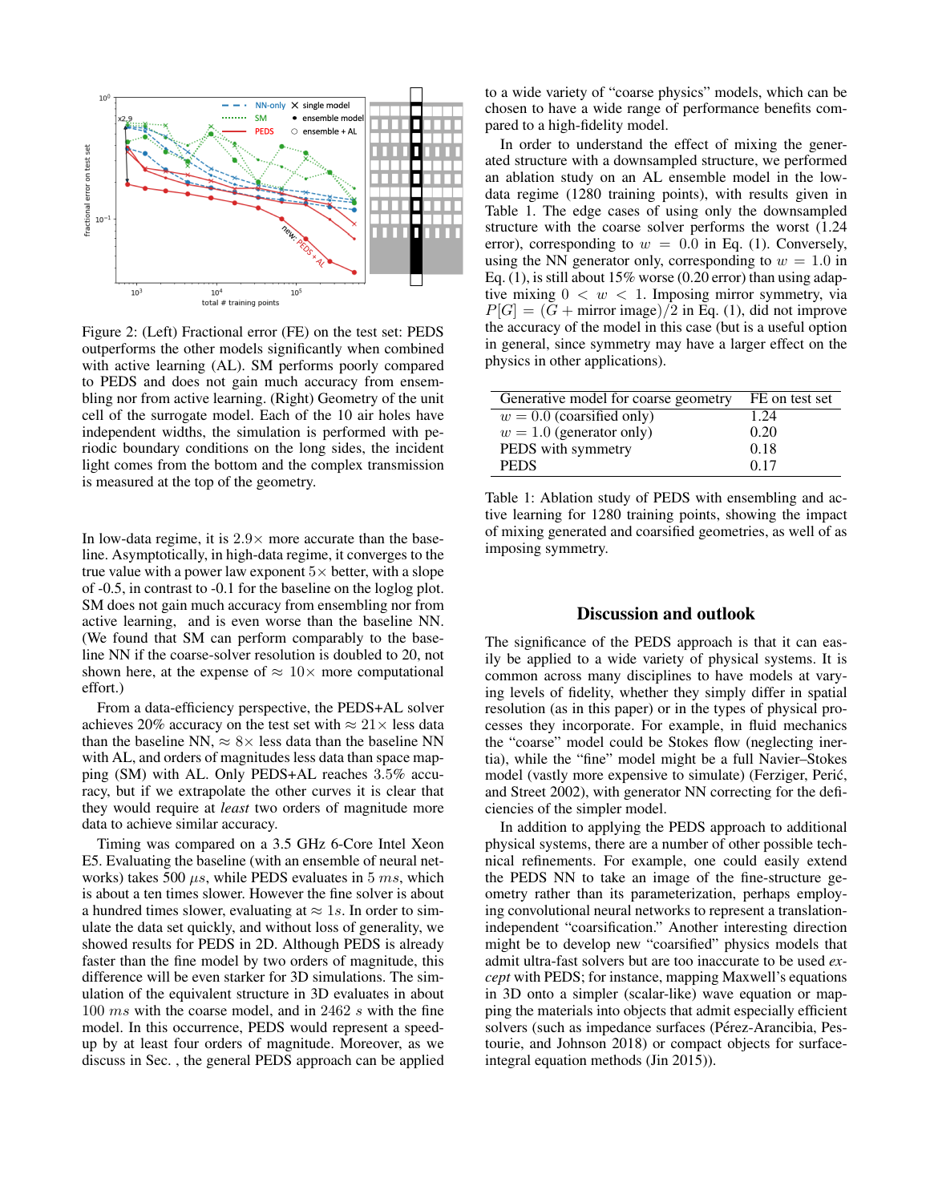Figure 2: (Left) Fractional error (FE) on the test set: PEDS outperforms the other models significantly when combined with active learning (AL). SM performs poorly compared to PEDS and does not gain much accuracy from ensembling nor from active learning. (Right) Geometry of the unit cell of the surrogate model. Each of the 10 air holes have independent widths, the simulation is performed with periodic boundary conditions on the long sides, the incident light comes from the bottom and the complex transmission is measured at the top of the geometry.

In low-data regime, it is $2.9\times$ more accurate than the baseline. Asymptotically, in high-data regime, it converges to the true value with a power law exponent $5\times$ better, with a slope of -0.5, in contrast to -0.1 for the baseline on the loglog plot. SM does not gain much accuracy from ensembling nor from active learning, and is even worse than the baseline NN. (We found that SM can perform comparably to the baseline NN if the coarse-solver resolution is doubled to 20, not shown here, at the expense of $\approx 10\times$ more computational effort.)

From a data-efficiency perspective, the PEDS+AL solver achieves 20% accuracy on the test set with $\approx 21\times$ less data than the baseline NN, $\approx 8\times$ less data than the baseline NN with AL, and orders of magnitudes less data than space mapping (SM) with AL. Only PEDS+AL reaches 3.5% accuracy, but if we extrapolate the other curves it is clear that they would require at *least* two orders of magnitude more data to achieve similar accuracy.

Timing was compared on a 3.5 GHz 6-Core Intel Xeon E5. Evaluating the baseline (with an ensemble of neural networks) takes 500 $\mu s$, while PEDS evaluates in 5 $ms$, which is about a ten times slower. However the fine solver is about a hundred times slower, evaluating at $\approx 1s$. In order to simulate the data set quickly, and without loss of generality, we showed results for PEDS in 2D. Although PEDS is already faster than the fine model by two orders of magnitude, this difference will be even starker for 3D simulations. The simulation of the equivalent structure in 3D evaluates in about 100 $ms$ with the coarse model, and in 2462 $s$ with the fine model. In this occurrence, PEDS would represent a speedup by at least four orders of magnitude. Moreover, as we discuss in Sec. , the general PEDS approach can be applied to a wide variety of "coarse physics" models, which can be chosen to have a wide range of performance benefits compared to a high-fidelity model.

In order to understand the effect of mixing the generated structure with a downsampled structure, we performed an ablation study on an AL ensemble model in the low-data regime (1280 training points), with results given in Table 1. The edge cases of using only the downsampled structure with the coarse solver performs the worst (1.24 error), corresponding to $w = 0.0$ in Eq. (1). Conversely, using the NN generator only, corresponding to $w = 1.0$ in Eq. (1), is still about 15% worse (0.20 error) than using adaptive mixing $0 < w < 1$. Imposing mirror symmetry, via $P[G] = (G + \text{mirror image})/2$ in Eq. (1), did not improve the accuracy of the model in this case (but is a useful option in general, since symmetry may have a larger effect on the physics in other applications).

| Generative model for coarse geometry | FE on test set |
|---|---|
| $w = 0.0$ (coarsified only) | 1.24 |
| $w = 1.0$ (generator only) | 0.20 |
| PEDS with symmetry | 0.18 |
| PEDS | 0.17 |

Table 1: Ablation study of PEDS with ensembling and active learning for 1280 training points, showing the impact of mixing generated and coarsified geometries, as well of as imposing symmetry.

## Discussion and outlook

The significance of the PEDS approach is that it can easily be applied to a wide variety of physical systems. It is common across many disciplines to have models at varying levels of fidelity, whether they simply differ in spatial resolution (as in this paper) or in the types of physical processes they incorporate. For example, in fluid mechanics the "coarse" model could be Stokes flow (neglecting inertia), while the "fine" model might be a full Navier–Stokes model (vastly more expensive to simulate) (Ferziger, Perić, and Street 2002), with generator NN correcting for the deficiencies of the simpler model.

In addition to applying the PEDS approach to additional physical systems, there are a number of other possible technical refinements. For example, one could easily extend the PEDS NN to take an image of the fine-structure geometry rather than its parameterization, perhaps employing convolutional neural networks to represent a translation-independent "coarsification." Another interesting direction might be to develop new "coarsified" physics models that admit ultra-fast solvers but are too inaccurate to be used *except* with PEDS; for instance, mapping Maxwell's equations in 3D onto a simpler (scalar-like) wave equation or mapping the materials into objects that admit especially efficient solvers (such as impedance surfaces (Pérez-Arancibia, Pestourie, and Johnson 2018) or compact objects for surface-integral equation methods (Jin 2015)).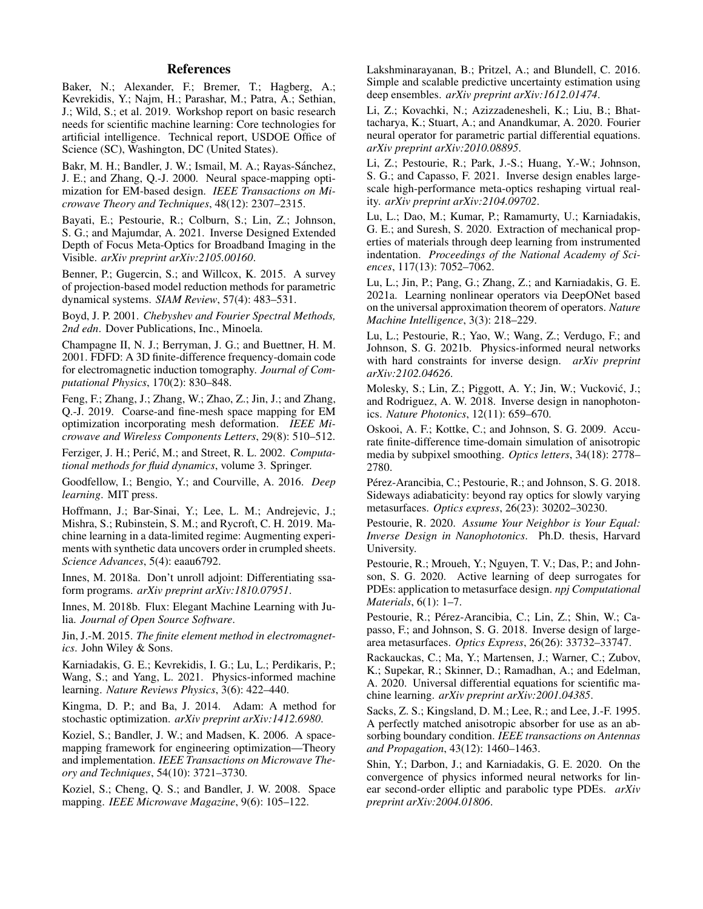# References

Baker, N.; Alexander, F.; Bremer, T.; Hagberg, A.; Kevrekidis, Y.; Najm, H.; Parashar, M.; Patra, A.; Sethian, J.; Wild, S.; et al. 2019. Workshop report on basic research needs for scientific machine learning: Core technologies for artificial intelligence. Technical report, USDOE Office of Science (SC), Washington, DC (United States).

Bakr, M. H.; Bandler, J. W.; Ismail, M. A.; Rayas-Sánchez, J. E.; and Zhang, Q.-J. 2000. Neural space-mapping optimization for EM-based design. *IEEE Transactions on Microwave Theory and Techniques*, 48(12): 2307–2315.

Bayati, E.; Pestourie, R.; Colburn, S.; Lin, Z.; Johnson, S. G.; and Majumdar, A. 2021. Inverse Designed Extended Depth of Focus Meta-Optics for Broadband Imaging in the Visible. *arXiv preprint arXiv:2105.00160*.

Benner, P.; Gugercin, S.; and Willcox, K. 2015. A survey of projection-based model reduction methods for parametric dynamical systems. *SIAM Review*, 57(4): 483–531.

Boyd, J. P. 2001. *Chebyshev and Fourier Spectral Methods, 2nd edn*. Dover Publications, Inc., Minoela.

Champagne II, N. J.; Berryman, J. G.; and Buettner, H. M. 2001. FDFD: A 3D finite-difference frequency-domain code for electromagnetic induction tomography. *Journal of Computational Physics*, 170(2): 830–848.

Feng, F.; Zhang, J.; Zhang, W.; Zhao, Z.; Jin, J.; and Zhang, Q.-J. 2019. Coarse-and fine-mesh space mapping for EM optimization incorporating mesh deformation. *IEEE Microwave and Wireless Components Letters*, 29(8): 510–512.

Ferziger, J. H.; Perić, M.; and Street, R. L. 2002. *Computational methods for fluid dynamics*, volume 3. Springer.

Goodfellow, I.; Bengio, Y.; and Courville, A. 2016. *Deep learning*. MIT press.

Hoffmann, J.; Bar-Sinai, Y.; Lee, L. M.; Andrejevic, J.; Mishra, S.; Rubinstein, S. M.; and Rycroft, C. H. 2019. Machine learning in a data-limited regime: Augmenting experiments with synthetic data uncovers order in crumpled sheets. *Science Advances*, 5(4): eaau6792.

Innes, M. 2018a. Don't unroll adjoint: Differentiating ssa-form programs. *arXiv preprint arXiv:1810.07951*.

Innes, M. 2018b. Flux: Elegant Machine Learning with Julia. *Journal of Open Source Software*.

Jin, J.-M. 2015. *The finite element method in electromagnetics*. John Wiley & Sons.

Karniadakis, G. E.; Kevrekidis, I. G.; Lu, L.; Perdikaris, P.; Wang, S.; and Yang, L. 2021. Physics-informed machine learning. *Nature Reviews Physics*, 3(6): 422–440.

Kingma, D. P.; and Ba, J. 2014. Adam: A method for stochastic optimization. *arXiv preprint arXiv:1412.6980*.

Koziel, S.; Bandler, J. W.; and Madsen, K. 2006. A space-mapping framework for engineering optimization—Theory and implementation. *IEEE Transactions on Microwave Theory and Techniques*, 54(10): 3721–3730.

Koziel, S.; Cheng, Q. S.; and Bandler, J. W. 2008. Space mapping. *IEEE Microwave Magazine*, 9(6): 105–122.

Lakshminarayanan, B.; Pritzel, A.; and Blundell, C. 2016. Simple and scalable predictive uncertainty estimation using deep ensembles. *arXiv preprint arXiv:1612.01474*.

Li, Z.; Kovachki, N.; Azizzadenesheli, K.; Liu, B.; Bhattacharya, K.; Stuart, A.; and Anandkumar, A. 2020. Fourier neural operator for parametric partial differential equations. *arXiv preprint arXiv:2010.08895*.

Li, Z.; Pestourie, R.; Park, J.-S.; Huang, Y.-W.; Johnson, S. G.; and Capasso, F. 2021. Inverse design enables large-scale high-performance meta-optics reshaping virtual reality. *arXiv preprint arXiv:2104.09702*.

Lu, L.; Dao, M.; Kumar, P.; Ramamurty, U.; Karniadakis, G. E.; and Suresh, S. 2020. Extraction of mechanical properties of materials through deep learning from instrumented indentation. *Proceedings of the National Academy of Sciences*, 117(13): 7052–7062.

Lu, L.; Jin, P.; Pang, G.; Zhang, Z.; and Karniadakis, G. E. 2021a. Learning nonlinear operators via DeepONet based on the universal approximation theorem of operators. *Nature Machine Intelligence*, 3(3): 218–229.

Lu, L.; Pestourie, R.; Yao, W.; Wang, Z.; Verdugo, F.; and Johnson, S. G. 2021b. Physics-informed neural networks with hard constraints for inverse design. *arXiv preprint arXiv:2102.04626*.

Molesky, S.; Lin, Z.; Piggott, A. Y.; Jin, W.; Vucković, J.; and Rodriguez, A. W. 2018. Inverse design in nanophotonics. *Nature Photonics*, 12(11): 659–670.

Oskooi, A. F.; Kottke, C.; and Johnson, S. G. 2009. Accurate finite-difference time-domain simulation of anisotropic media by subpixel smoothing. *Optics letters*, 34(18): 2778–2780.

Pérez-Arancibia, C.; Pestourie, R.; and Johnson, S. G. 2018. Sideways adiabaticity: beyond ray optics for slowly varying metasurfaces. *Optics express*, 26(23): 30202–30230.

Pestourie, R. 2020. *Assume Your Neighbor is Your Equal: Inverse Design in Nanophotonics*. Ph.D. thesis, Harvard University.

Pestourie, R.; Mroueh, Y.; Nguyen, T. V.; Das, P.; and Johnson, S. G. 2020. Active learning of deep surrogates for PDEs: application to metasurface design. *npj Computational Materials*, 6(1): 1–7.

Pestourie, R.; Pérez-Arancibia, C.; Lin, Z.; Shin, W.; Capasso, F.; and Johnson, S. G. 2018. Inverse design of large-area metasurfaces. *Optics Express*, 26(26): 33732–33747.

Rackauckas, C.; Ma, Y.; Martensen, J.; Warner, C.; Zubov, K.; Supekar, R.; Skinner, D.; Ramadhan, A.; and Edelman, A. 2020. Universal differential equations for scientific machine learning. *arXiv preprint arXiv:2001.04385*.

Sacks, Z. S.; Kingsland, D. M.; Lee, R.; and Lee, J.-F. 1995. A perfectly matched anisotropic absorber for use as an absorbing boundary condition. *IEEE transactions on Antennas and Propagation*, 43(12): 1460–1463.

Shin, Y.; Darbon, J.; and Karniadakis, G. E. 2020. On the convergence of physics informed neural networks for linear second-order elliptic and parabolic type PDEs. *arXiv preprint arXiv:2004.01806*.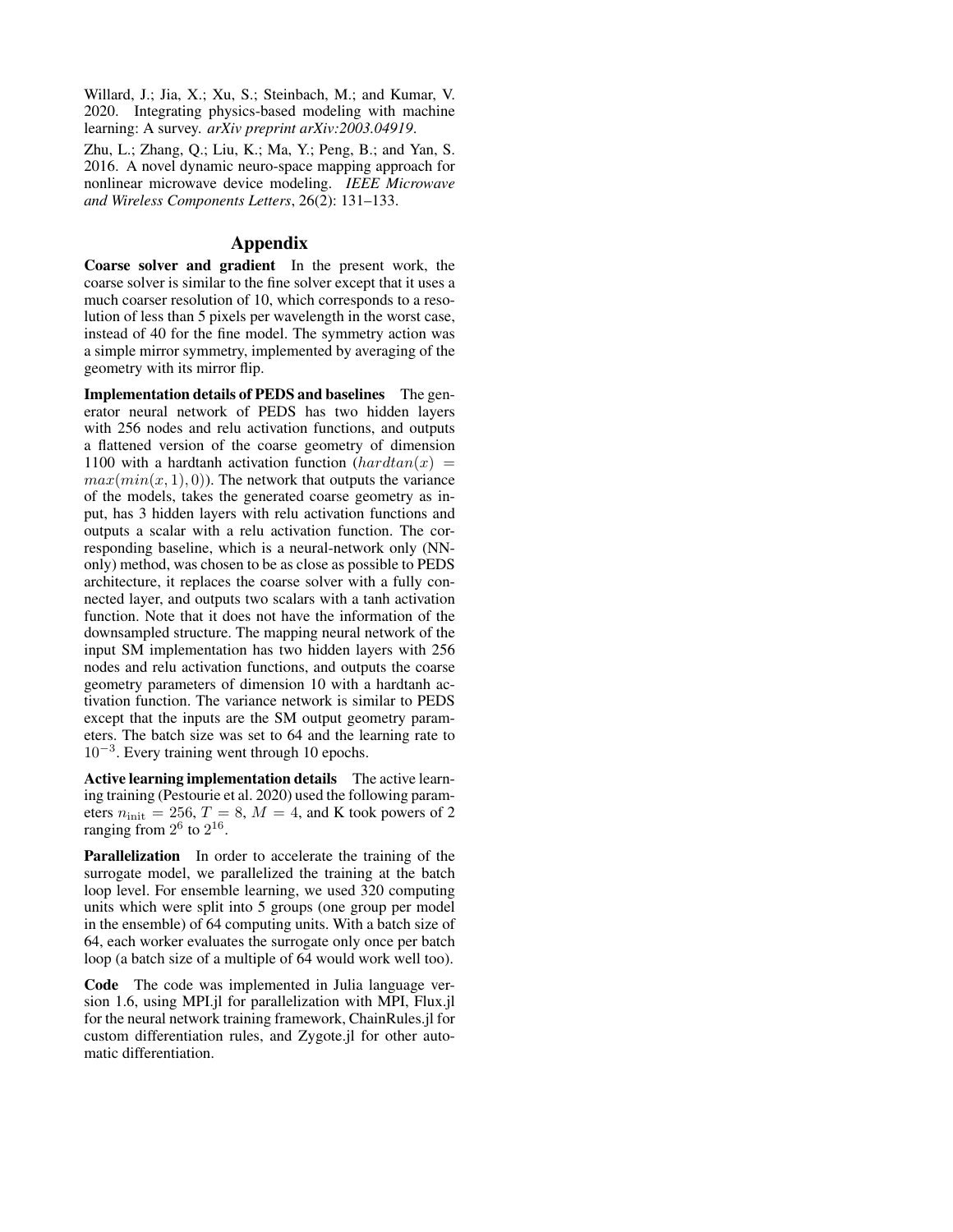Willard, J.; Jia, X.; Xu, S.; Steinbach, M.; and Kumar, V. 2020. Integrating physics-based modeling with machine learning: A survey. *arXiv preprint arXiv:2003.04919*.

Zhu, L.; Zhang, Q.; Liu, K.; Ma, Y.; Peng, B.; and Yan, S. 2016. A novel dynamic neuro-space mapping approach for nonlinear microwave device modeling. *IEEE Microwave and Wireless Components Letters*, 26(2): 131–133.

# Appendix

**Coarse solver and gradient** In the present work, the coarse solver is similar to the fine solver except that it uses a much coarser resolution of 10, which corresponds to a resolution of less than 5 pixels per wavelength in the worst case, instead of 40 for the fine model. The symmetry action was a simple mirror symmetry, implemented by averaging of the geometry with its mirror flip.

**Implementation details of PEDS and baselines** The generator neural network of PEDS has two hidden layers with 256 nodes and relu activation functions, and outputs a flattened version of the coarse geometry of dimension 1100 with a hardtanh activation function ($hardtan(x) = max(min(x, 1), 0)$). The network that outputs the variance of the models, takes the generated coarse geometry as input, has 3 hidden layers with relu activation functions and outputs a scalar with a relu activation function. The corresponding baseline, which is a neural-network only (NN-only) method, was chosen to be as close as possible to PEDS architecture, it replaces the coarse solver with a fully connected layer, and outputs two scalars with a tanh activation function. Note that it does not have the information of the downsampled structure. The mapping neural network of the input SM implementation has two hidden layers with 256 nodes and relu activation functions, and outputs the coarse geometry parameters of dimension 10 with a hardtanh activation function. The variance network is similar to PEDS except that the inputs are the SM output geometry parameters. The batch size was set to 64 and the learning rate to $10^{-3}$. Every training went through 10 epochs.

**Active learning implementation details** The active learning training (Pestourie et al. 2020) used the following parameters $n_{\text{init}} = 256$, $T = 8$, $M = 4$, and K took powers of 2 ranging from $2^6$ to $2^{16}$.

**Parallelization** In order to accelerate the training of the surrogate model, we parallelized the training at the batch loop level. For ensemble learning, we used 320 computing units which were split into 5 groups (one group per model in the ensemble) of 64 computing units. With a batch size of 64, each worker evaluates the surrogate only once per batch loop (a batch size of a multiple of 64 would work well too).

**Code** The code was implemented in Julia language version 1.6, using MPI.jl for parallelization with MPI, Flux.jl for the neural network training framework, ChainRules.jl for custom differentiation rules, and Zygote.jl for other automatic differentiation.